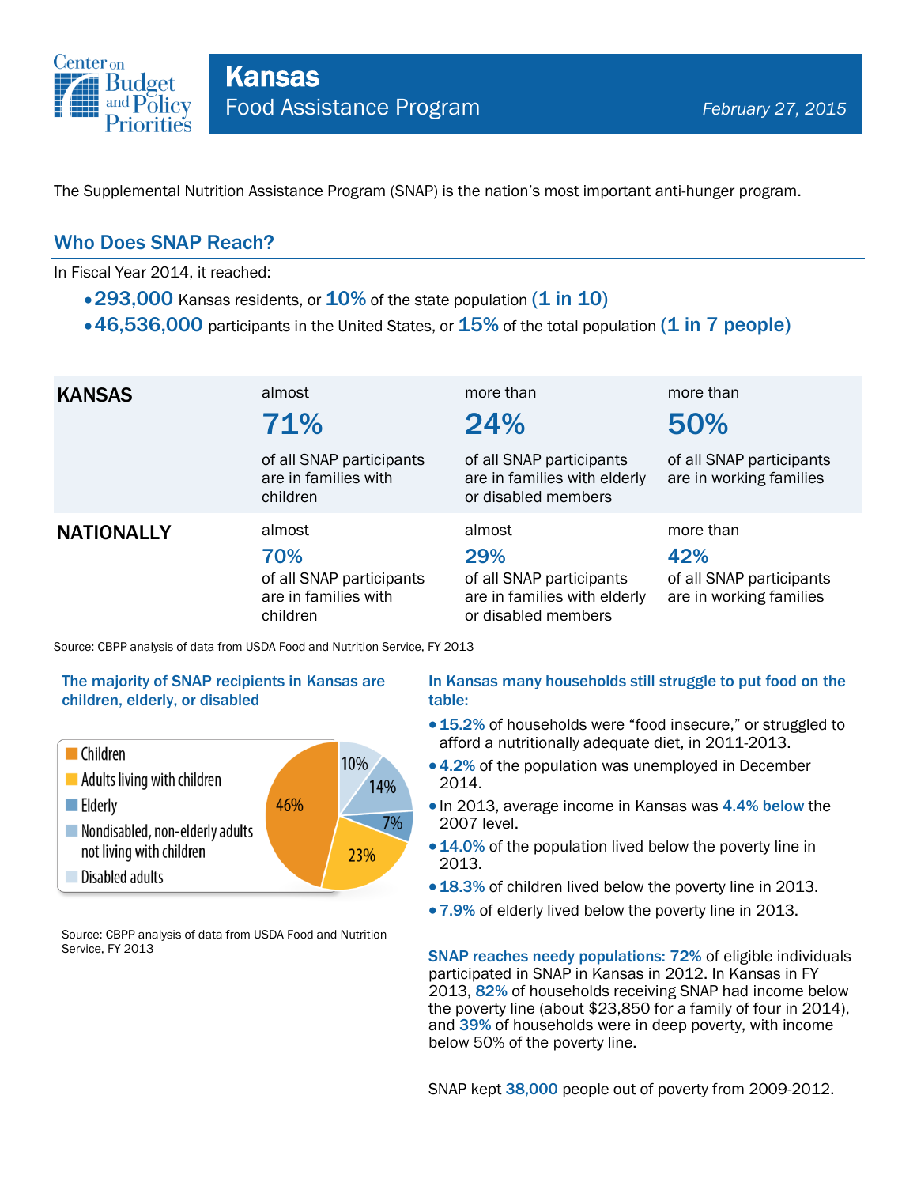Center on Budget and Policy Priorities

# Kansas

## Food Assistance Program

*February 27, 2015*

The Supplemental Nutrition Assistance Program (SNAP) is the nation's most important anti-hunger program.

## Who Does SNAP Reach?

In Fiscal Year 2014, it reached:

- **293,000** Kansas residents, or **10%** of the state population **(1 in 10)**
- **46,536,000** participants in the United States, or **15%** of the total population **(1 in 7 people)**

| | | | |
|---|---|---|---|
| **KANSAS** | almost **71%** of all SNAP participants are in families with children | more than **24%** of all SNAP participants are in families with elderly or disabled members | more than **50%** of all SNAP participants are in working families |
| **NATIONALLY** | almost **70%** of all SNAP participants are in families with children | almost **29%** of all SNAP participants are in families with elderly or disabled members | more than **42%** of all SNAP participants are in working families |

Source: CBPP analysis of data from USDA Food and Nutrition Service, FY 2013

### The majority of SNAP recipients in Kansas are children, elderly, or disabled

| Group | Share |
|---|---|
| Children | 46% |
| Adults living with children | 23% |
| Elderly | 7% |
| Nondisabled, non-elderly adults not living with children | 14% |
| Disabled adults | 10% |

Source: CBPP analysis of data from USDA Food and Nutrition Service, FY 2013

### In Kansas many households still struggle to put food on the table:

- **15.2%** of households were "food insecure," or struggled to afford a nutritionally adequate diet, in 2011-2013.
- **4.2%** of the population was unemployed in December 2014.
- In 2013, average income in Kansas was **4.4% below** the 2007 level.
- **14.0%** of the population lived below the poverty line in 2013.
- **18.3%** of children lived below the poverty line in 2013.
- **7.9%** of elderly lived below the poverty line in 2013.

**SNAP reaches needy populations: 72%** of eligible individuals participated in SNAP in Kansas in 2012. In Kansas in FY 2013, **82%** of households receiving SNAP had income below the poverty line (about $23,850 for a family of four in 2014), and **39%** of households were in deep poverty, with income below 50% of the poverty line.

SNAP kept **38,000** people out of poverty from 2009-2012.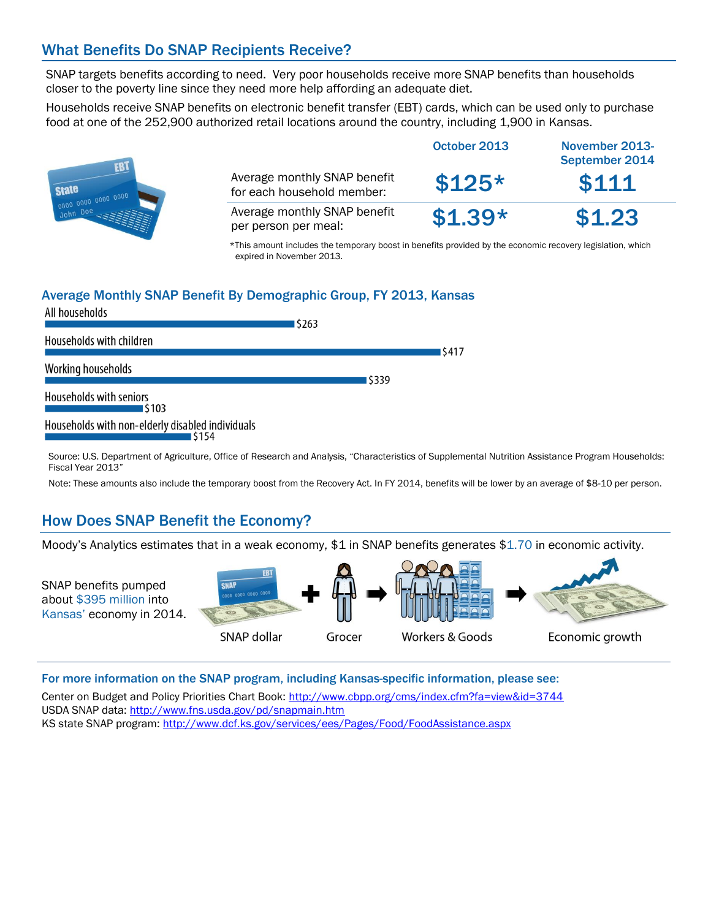## What Benefits Do SNAP Recipients Receive?

SNAP targets benefits according to need. Very poor households receive more SNAP benefits than households closer to the poverty line since they need more help affording an adequate diet.

Households receive SNAP benefits on electronic benefit transfer (EBT) cards, which can be used only to purchase food at one of the 252,900 authorized retail locations around the country, including 1,900 in Kansas.

| | October 2013 | November 2013-September 2014 |
|---|---|---|
| Average monthly SNAP benefit for each household member: | $125* | $111 |
| Average monthly SNAP benefit per person per meal: | $1.39* | $1.23 |

*This amount includes the temporary boost in benefits provided by the economic recovery legislation, which expired in November 2013.

### Average Monthly SNAP Benefit By Demographic Group, FY 2013, Kansas

All households
$263

Households with children
$417

Working households
$339

Households with seniors
$103

Households with non-elderly disabled individuals
$154

Source: U.S. Department of Agriculture, Office of Research and Analysis, "Characteristics of Supplemental Nutrition Assistance Program Households: Fiscal Year 2013"

Note: These amounts also include the temporary boost from the Recovery Act. In FY 2014, benefits will be lower by an average of $8-10 per person.

## How Does SNAP Benefit the Economy?

Moody's Analytics estimates that in a weak economy, $1 in SNAP benefits generates $1.70 in economic activity.

SNAP benefits pumped about $395 million into Kansas' economy in 2014.

SNAP dollar + Grocer → Workers & Goods → Economic growth

**For more information on the SNAP program, including Kansas-specific information, please see:**

Center on Budget and Policy Priorities Chart Book: http://www.cbpp.org/cms/index.cfm?fa=view&id=3744
USDA SNAP data: http://www.fns.usda.gov/pd/snapmain.htm
KS state SNAP program: http://www.dcf.ks.gov/services/ees/Pages/Food/FoodAssistance.aspx